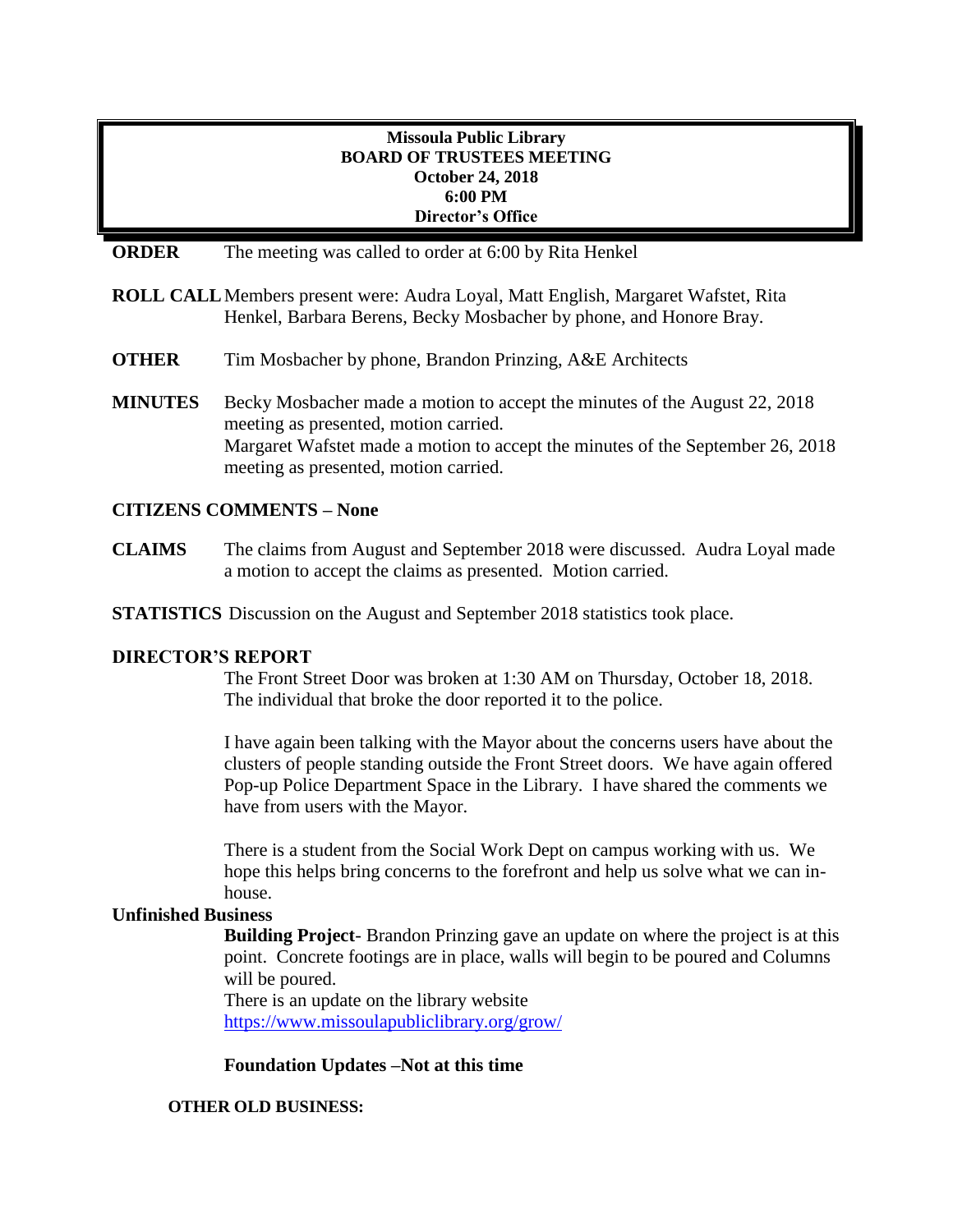**Missoula Public Library**
**BOARD OF TRUSTEES MEETING**
**October 24, 2018**
**6:00 PM**
**Director's Office**

**ORDER** The meeting was called to order at 6:00 by Rita Henkel

**ROLL CALL** Members present were: Audra Loyal, Matt English, Margaret Wafstet, Rita Henkel, Barbara Berens, Becky Mosbacher by phone, and Honore Bray.

**OTHER** Tim Mosbacher by phone, Brandon Prinzing, A&E Architects

**MINUTES** Becky Mosbacher made a motion to accept the minutes of the August 22, 2018 meeting as presented, motion carried.
Margaret Wafstet made a motion to accept the minutes of the September 26, 2018 meeting as presented, motion carried.

**CITIZENS COMMENTS – None**

**CLAIMS** The claims from August and September 2018 were discussed. Audra Loyal made a motion to accept the claims as presented. Motion carried.

**STATISTICS** Discussion on the August and September 2018 statistics took place.

**DIRECTOR'S REPORT**

The Front Street Door was broken at 1:30 AM on Thursday, October 18, 2018. The individual that broke the door reported it to the police.

I have again been talking with the Mayor about the concerns users have about the clusters of people standing outside the Front Street doors. We have again offered Pop-up Police Department Space in the Library. I have shared the comments we have from users with the Mayor.

There is a student from the Social Work Dept on campus working with us. We hope this helps bring concerns to the forefront and help us solve what we can in-house.

**Unfinished Business**

**Building Project**- Brandon Prinzing gave an update on where the project is at this point. Concrete footings are in place, walls will begin to be poured and Columns will be poured.
There is an update on the library website
https://www.missoulapubliclibrary.org/grow/

**Foundation Updates –Not at this time**

**OTHER OLD BUSINESS:**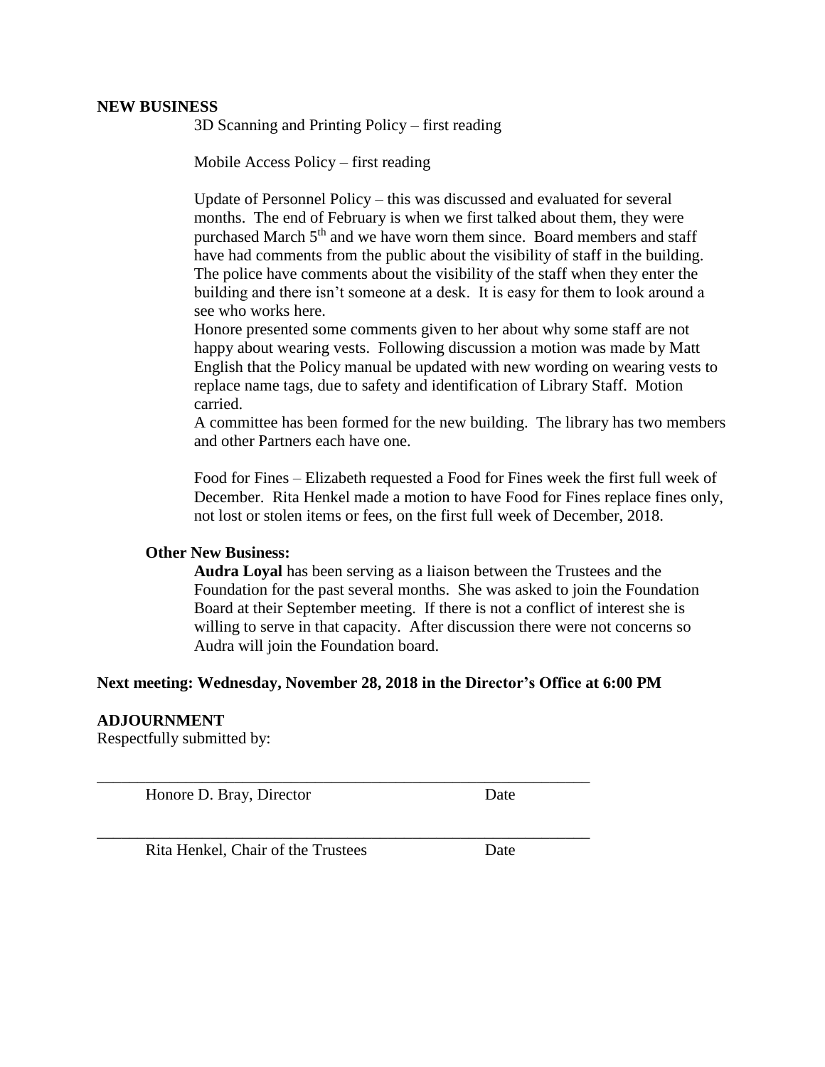**NEW BUSINESS**

3D Scanning and Printing Policy – first reading

Mobile Access Policy – first reading

Update of Personnel Policy – this was discussed and evaluated for several months. The end of February is when we first talked about them, they were purchased March 5th and we have worn them since. Board members and staff have had comments from the public about the visibility of staff in the building. The police have comments about the visibility of the staff when they enter the building and there isn't someone at a desk. It is easy for them to look around a see who works here.

Honore presented some comments given to her about why some staff are not happy about wearing vests. Following discussion a motion was made by Matt English that the Policy manual be updated with new wording on wearing vests to replace name tags, due to safety and identification of Library Staff. Motion carried.

A committee has been formed for the new building. The library has two members and other Partners each have one.

Food for Fines – Elizabeth requested a Food for Fines week the first full week of December. Rita Henkel made a motion to have Food for Fines replace fines only, not lost or stolen items or fees, on the first full week of December, 2018.

**Other New Business:**

**Audra Loyal** has been serving as a liaison between the Trustees and the Foundation for the past several months. She was asked to join the Foundation Board at their September meeting. If there is not a conflict of interest she is willing to serve in that capacity. After discussion there were not concerns so Audra will join the Foundation board.

**Next meeting: Wednesday, November 28, 2018 in the Director's Office at 6:00 PM**

**ADJOURNMENT**

Respectfully submitted by:

\_\_\_\_\_\_\_\_\_\_\_\_\_\_\_\_\_\_\_\_\_\_\_\_\_\_\_\_\_\_\_\_\_\_\_\_\_\_\_\_\_\_\_\_\_\_\_\_\_\_\_\_\_\_\_\_

Honore D. Bray, Director Date

\_\_\_\_\_\_\_\_\_\_\_\_\_\_\_\_\_\_\_\_\_\_\_\_\_\_\_\_\_\_\_\_\_\_\_\_\_\_\_\_\_\_\_\_\_\_\_\_\_\_\_\_\_\_\_\_

Rita Henkel, Chair of the Trustees Date